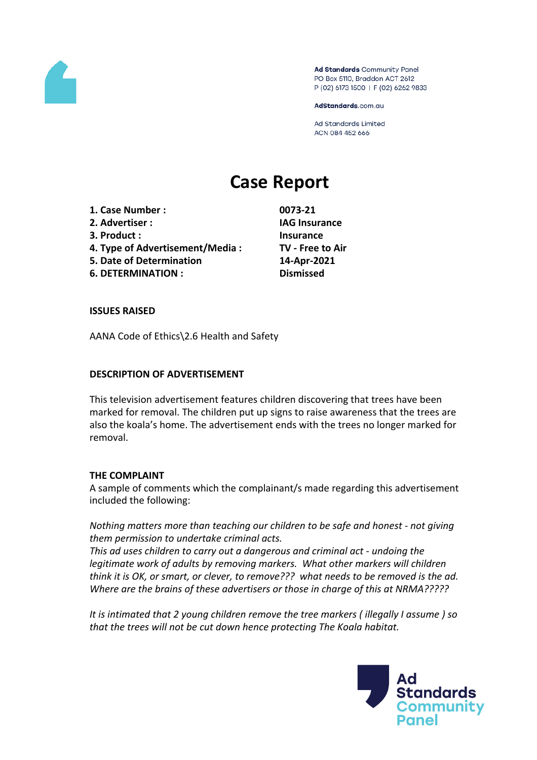Ad Standards Community Panel
PO Box 5110, Braddon ACT 2612
P (02) 6173 1500 | F (02) 6262 9833

AdStandards.com.au

Ad Standards Limited
ACN 084 452 666

# Case Report

| | |
|---|---|
| **1. Case Number :** | **0073-21** |
| **2. Advertiser :** | **IAG Insurance** |
| **3. Product :** | **Insurance** |
| **4. Type of Advertisement/Media :** | **TV - Free to Air** |
| **5. Date of Determination** | **14-Apr-2021** |
| **6. DETERMINATION :** | **Dismissed** |

**ISSUES RAISED**

AANA Code of Ethics\2.6 Health and Safety

**DESCRIPTION OF ADVERTISEMENT**

This television advertisement features children discovering that trees have been marked for removal. The children put up signs to raise awareness that the trees are also the koala's home. The advertisement ends with the trees no longer marked for removal.

**THE COMPLAINT**

A sample of comments which the complainant/s made regarding this advertisement included the following:

*Nothing matters more than teaching our children to be safe and honest - not giving them permission to undertake criminal acts.*
*This ad uses children to carry out a dangerous and criminal act - undoing the legitimate work of adults by removing markers. What other markers will children think it is OK, or smart, or clever, to remove??? what needs to be removed is the ad. Where are the brains of these advertisers or those in charge of this at NRMA?????*

*It is intimated that 2 young children remove the tree markers ( illegally I assume ) so that the trees will not be cut down hence protecting The Koala habitat.*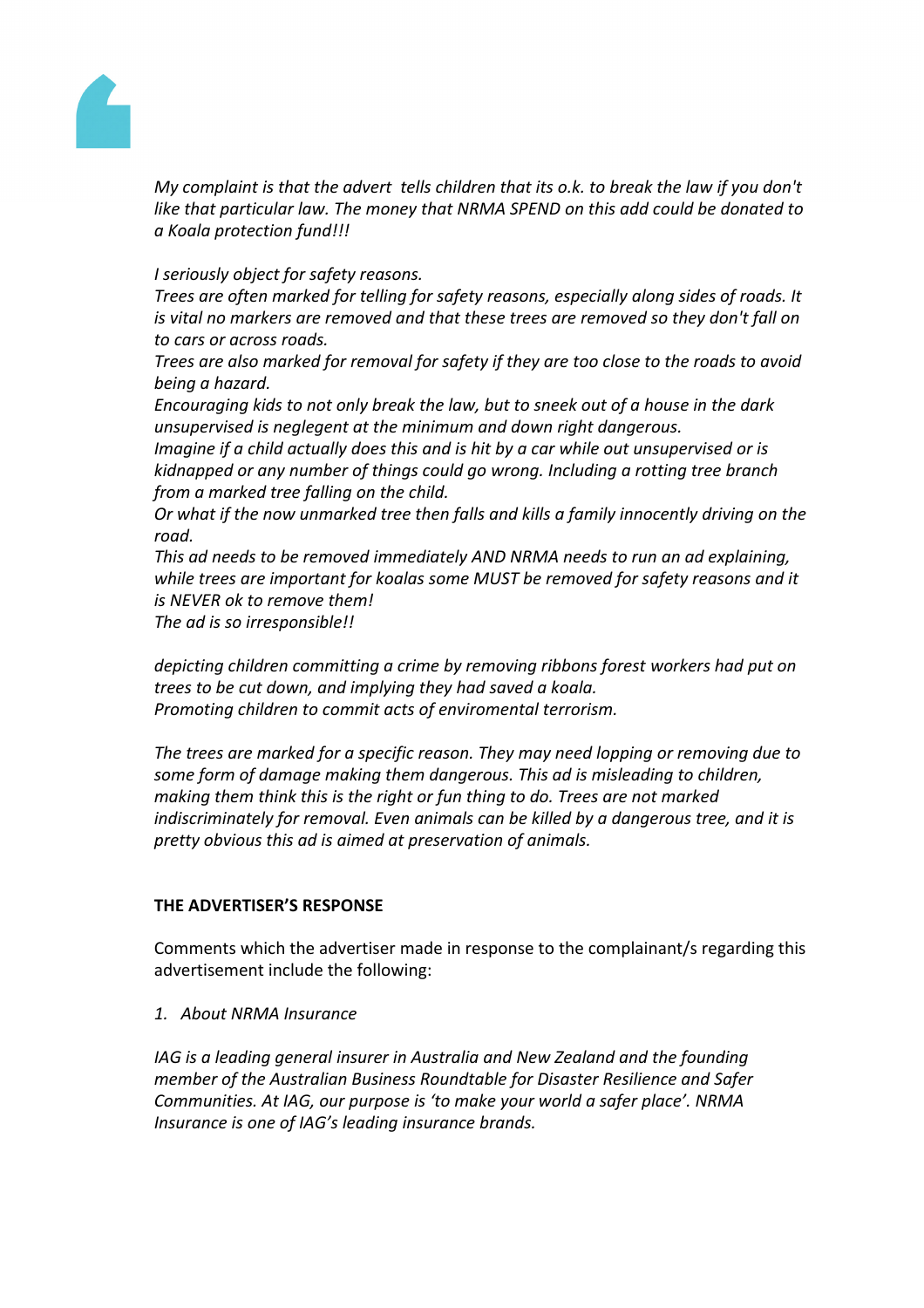*My complaint is that the advert tells children that its o.k. to break the law if you don't like that particular law. The money that NRMA SPEND on this add could be donated to a Koala protection fund!!!*

*I seriously object for safety reasons.*
*Trees are often marked for telling for safety reasons, especially along sides of roads. It is vital no markers are removed and that these trees are removed so they don't fall on to cars or across roads.*
*Trees are also marked for removal for safety if they are too close to the roads to avoid being a hazard.*
*Encouraging kids to not only break the law, but to sneek out of a house in the dark unsupervised is neglegent at the minimum and down right dangerous.*
*Imagine if a child actually does this and is hit by a car while out unsupervised or is kidnapped or any number of things could go wrong. Including a rotting tree branch from a marked tree falling on the child.*
*Or what if the now unmarked tree then falls and kills a family innocently driving on the road.*
*This ad needs to be removed immediately AND NRMA needs to run an ad explaining, while trees are important for koalas some MUST be removed for safety reasons and it is NEVER ok to remove them!*
*The ad is so irresponsible!!*

*depicting children committing a crime by removing ribbons forest workers had put on trees to be cut down, and implying they had saved a koala.*
*Promoting children to commit acts of enviromental terrorism.*

*The trees are marked for a specific reason. They may need lopping or removing due to some form of damage making them dangerous. This ad is misleading to children, making them think this is the right or fun thing to do. Trees are not marked indiscriminately for removal. Even animals can be killed by a dangerous tree, and it is pretty obvious this ad is aimed at preservation of animals.*

**THE ADVERTISER'S RESPONSE**

Comments which the advertiser made in response to the complainant/s regarding this advertisement include the following:

*1. About NRMA Insurance*

*IAG is a leading general insurer in Australia and New Zealand and the founding member of the Australian Business Roundtable for Disaster Resilience and Safer Communities. At IAG, our purpose is 'to make your world a safer place'. NRMA Insurance is one of IAG's leading insurance brands.*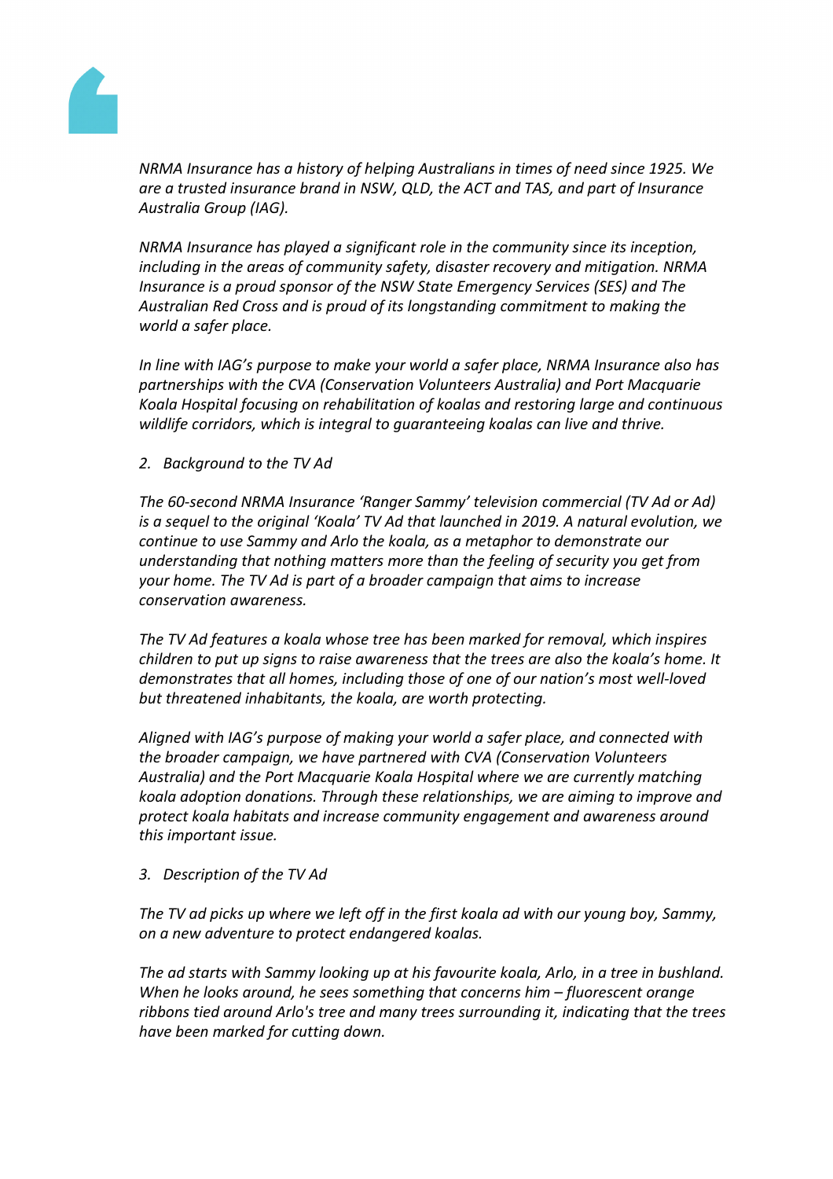*NRMA Insurance has a history of helping Australians in times of need since 1925. We are a trusted insurance brand in NSW, QLD, the ACT and TAS, and part of Insurance Australia Group (IAG).*

*NRMA Insurance has played a significant role in the community since its inception, including in the areas of community safety, disaster recovery and mitigation. NRMA Insurance is a proud sponsor of the NSW State Emergency Services (SES) and The Australian Red Cross and is proud of its longstanding commitment to making the world a safer place.*

*In line with IAG's purpose to make your world a safer place, NRMA Insurance also has partnerships with the CVA (Conservation Volunteers Australia) and Port Macquarie Koala Hospital focusing on rehabilitation of koalas and restoring large and continuous wildlife corridors, which is integral to guaranteeing koalas can live and thrive.*

*2. Background to the TV Ad*

*The 60-second NRMA Insurance 'Ranger Sammy' television commercial (TV Ad or Ad) is a sequel to the original 'Koala' TV Ad that launched in 2019. A natural evolution, we continue to use Sammy and Arlo the koala, as a metaphor to demonstrate our understanding that nothing matters more than the feeling of security you get from your home. The TV Ad is part of a broader campaign that aims to increase conservation awareness.*

*The TV Ad features a koala whose tree has been marked for removal, which inspires children to put up signs to raise awareness that the trees are also the koala's home. It demonstrates that all homes, including those of one of our nation's most well-loved but threatened inhabitants, the koala, are worth protecting.*

*Aligned with IAG's purpose of making your world a safer place, and connected with the broader campaign, we have partnered with CVA (Conservation Volunteers Australia) and the Port Macquarie Koala Hospital where we are currently matching koala adoption donations. Through these relationships, we are aiming to improve and protect koala habitats and increase community engagement and awareness around this important issue.*

*3. Description of the TV Ad*

*The TV ad picks up where we left off in the first koala ad with our young boy, Sammy, on a new adventure to protect endangered koalas.*

*The ad starts with Sammy looking up at his favourite koala, Arlo, in a tree in bushland. When he looks around, he sees something that concerns him – fluorescent orange ribbons tied around Arlo's tree and many trees surrounding it, indicating that the trees have been marked for cutting down.*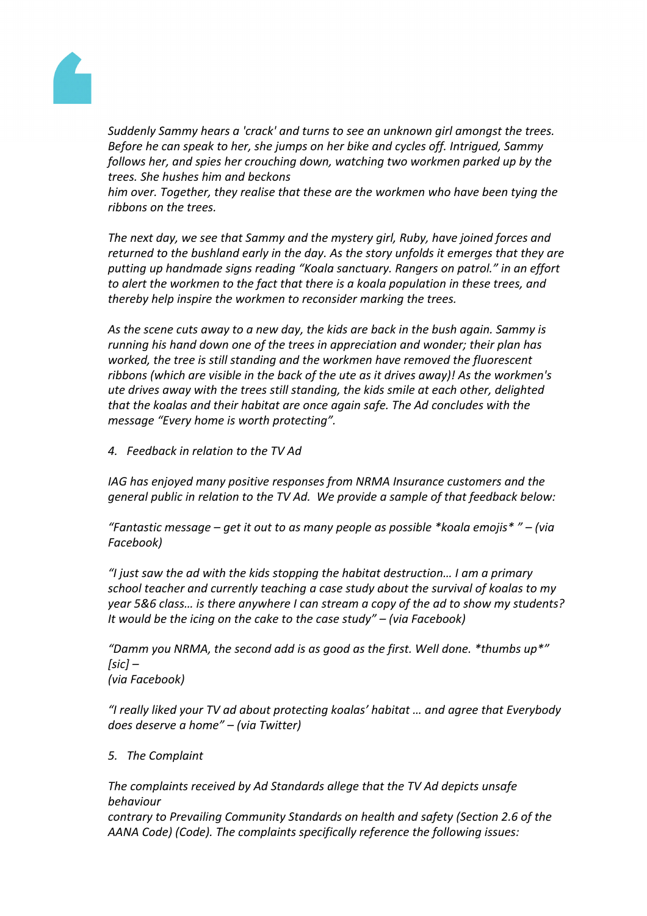*Suddenly Sammy hears a 'crack' and turns to see an unknown girl amongst the trees. Before he can speak to her, she jumps on her bike and cycles off. Intrigued, Sammy follows her, and spies her crouching down, watching two workmen parked up by the trees. She hushes him and beckons him over. Together, they realise that these are the workmen who have been tying the ribbons on the trees.*

*The next day, we see that Sammy and the mystery girl, Ruby, have joined forces and returned to the bushland early in the day. As the story unfolds it emerges that they are putting up handmade signs reading "Koala sanctuary. Rangers on patrol." in an effort to alert the workmen to the fact that there is a koala population in these trees, and thereby help inspire the workmen to reconsider marking the trees.*

*As the scene cuts away to a new day, the kids are back in the bush again. Sammy is running his hand down one of the trees in appreciation and wonder; their plan has worked, the tree is still standing and the workmen have removed the fluorescent ribbons (which are visible in the back of the ute as it drives away)! As the workmen's ute drives away with the trees still standing, the kids smile at each other, delighted that the koalas and their habitat are once again safe. The Ad concludes with the message "Every home is worth protecting".*

*4. Feedback in relation to the TV Ad*

*IAG has enjoyed many positive responses from NRMA Insurance customers and the general public in relation to the TV Ad. We provide a sample of that feedback below:*

*"Fantastic message – get it out to as many people as possible *koala emojis* " – (via Facebook)*

*"I just saw the ad with the kids stopping the habitat destruction… I am a primary school teacher and currently teaching a case study about the survival of koalas to my year 5&6 class… is there anywhere I can stream a copy of the ad to show my students? It would be the icing on the cake to the case study" – (via Facebook)*

*"Damm you NRMA, the second add is as good as the first. Well done. *thumbs up*" [sic] – (via Facebook)*

*"I really liked your TV ad about protecting koalas' habitat … and agree that Everybody does deserve a home" – (via Twitter)*

*5. The Complaint*

*The complaints received by Ad Standards allege that the TV Ad depicts unsafe behaviour contrary to Prevailing Community Standards on health and safety (Section 2.6 of the AANA Code) (Code). The complaints specifically reference the following issues:*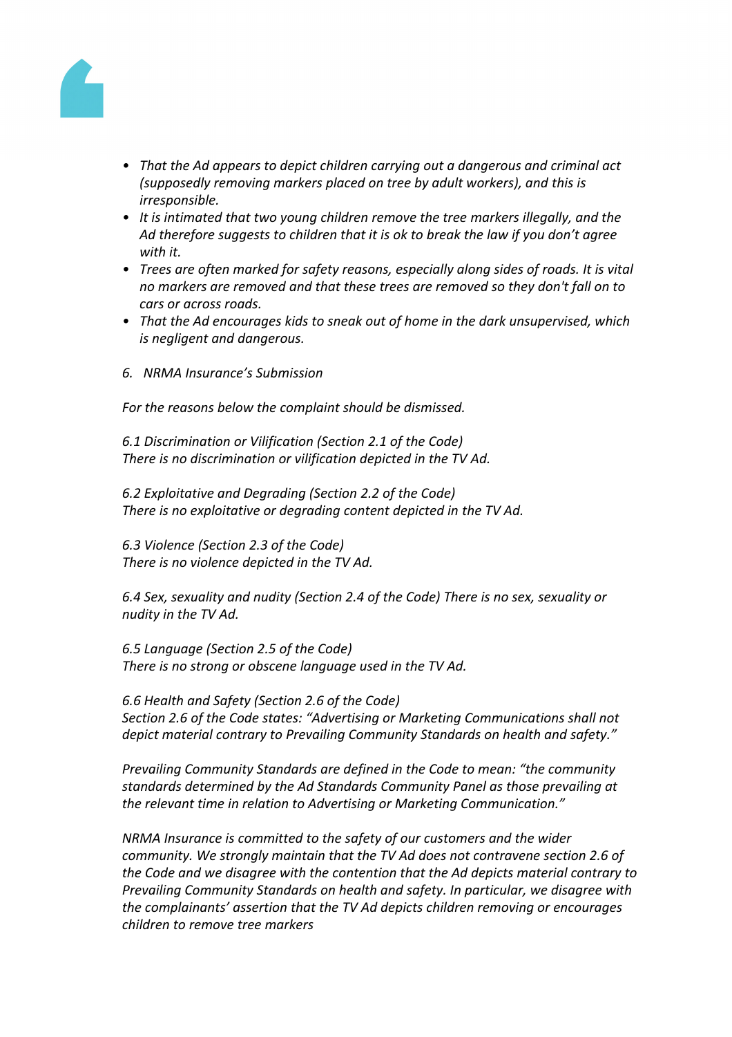- *That the Ad appears to depict children carrying out a dangerous and criminal act (supposedly removing markers placed on tree by adult workers), and this is irresponsible.*
- *It is intimated that two young children remove the tree markers illegally, and the Ad therefore suggests to children that it is ok to break the law if you don't agree with it.*
- *Trees are often marked for safety reasons, especially along sides of roads. It is vital no markers are removed and that these trees are removed so they don't fall on to cars or across roads.*
- *That the Ad encourages kids to sneak out of home in the dark unsupervised, which is negligent and dangerous.*

*6. NRMA Insurance's Submission*

*For the reasons below the complaint should be dismissed.*

*6.1 Discrimination or Vilification (Section 2.1 of the Code)*
*There is no discrimination or vilification depicted in the TV Ad.*

*6.2 Exploitative and Degrading (Section 2.2 of the Code)*
*There is no exploitative or degrading content depicted in the TV Ad.*

*6.3 Violence (Section 2.3 of the Code)*
*There is no violence depicted in the TV Ad.*

*6.4 Sex, sexuality and nudity (Section 2.4 of the Code) There is no sex, sexuality or nudity in the TV Ad.*

*6.5 Language (Section 2.5 of the Code)*
*There is no strong or obscene language used in the TV Ad.*

*6.6 Health and Safety (Section 2.6 of the Code)*
*Section 2.6 of the Code states: "Advertising or Marketing Communications shall not depict material contrary to Prevailing Community Standards on health and safety."*

*Prevailing Community Standards are defined in the Code to mean: "the community standards determined by the Ad Standards Community Panel as those prevailing at the relevant time in relation to Advertising or Marketing Communication."*

*NRMA Insurance is committed to the safety of our customers and the wider community. We strongly maintain that the TV Ad does not contravene section 2.6 of the Code and we disagree with the contention that the Ad depicts material contrary to Prevailing Community Standards on health and safety. In particular, we disagree with the complainants' assertion that the TV Ad depicts children removing or encourages children to remove tree markers*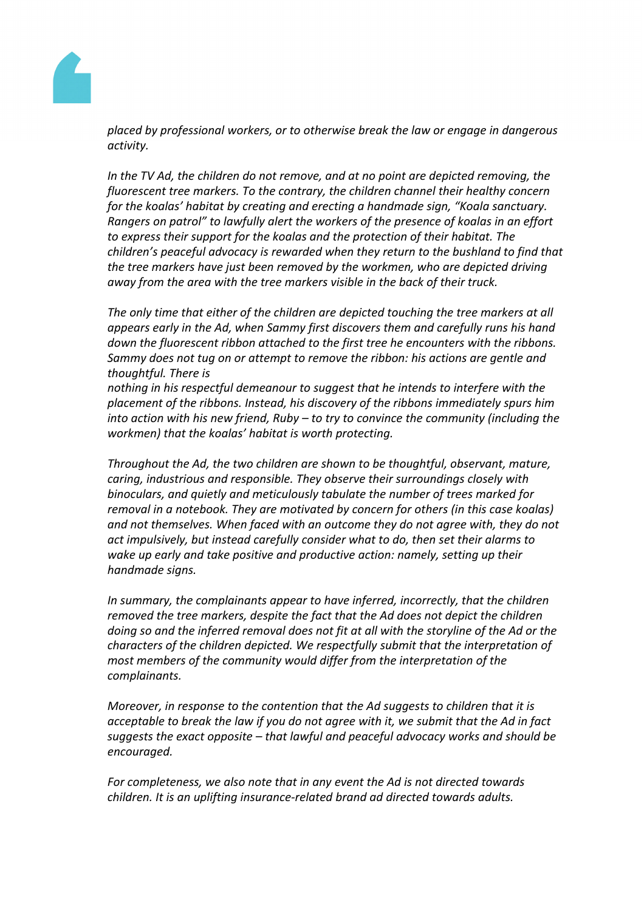*placed by professional workers, or to otherwise break the law or engage in dangerous activity.*

*In the TV Ad, the children do not remove, and at no point are depicted removing, the fluorescent tree markers. To the contrary, the children channel their healthy concern for the koalas' habitat by creating and erecting a handmade sign, "Koala sanctuary. Rangers on patrol" to lawfully alert the workers of the presence of koalas in an effort to express their support for the koalas and the protection of their habitat. The children's peaceful advocacy is rewarded when they return to the bushland to find that the tree markers have just been removed by the workmen, who are depicted driving away from the area with the tree markers visible in the back of their truck.*

*The only time that either of the children are depicted touching the tree markers at all appears early in the Ad, when Sammy first discovers them and carefully runs his hand down the fluorescent ribbon attached to the first tree he encounters with the ribbons. Sammy does not tug on or attempt to remove the ribbon: his actions are gentle and thoughtful. There is nothing in his respectful demeanour to suggest that he intends to interfere with the placement of the ribbons. Instead, his discovery of the ribbons immediately spurs him into action with his new friend, Ruby – to try to convince the community (including the workmen) that the koalas' habitat is worth protecting.*

*Throughout the Ad, the two children are shown to be thoughtful, observant, mature, caring, industrious and responsible. They observe their surroundings closely with binoculars, and quietly and meticulously tabulate the number of trees marked for removal in a notebook. They are motivated by concern for others (in this case koalas) and not themselves. When faced with an outcome they do not agree with, they do not act impulsively, but instead carefully consider what to do, then set their alarms to wake up early and take positive and productive action: namely, setting up their handmade signs.*

*In summary, the complainants appear to have inferred, incorrectly, that the children removed the tree markers, despite the fact that the Ad does not depict the children doing so and the inferred removal does not fit at all with the storyline of the Ad or the characters of the children depicted. We respectfully submit that the interpretation of most members of the community would differ from the interpretation of the complainants.*

*Moreover, in response to the contention that the Ad suggests to children that it is acceptable to break the law if you do not agree with it, we submit that the Ad in fact suggests the exact opposite – that lawful and peaceful advocacy works and should be encouraged.*

*For completeness, we also note that in any event the Ad is not directed towards children. It is an uplifting insurance-related brand ad directed towards adults.*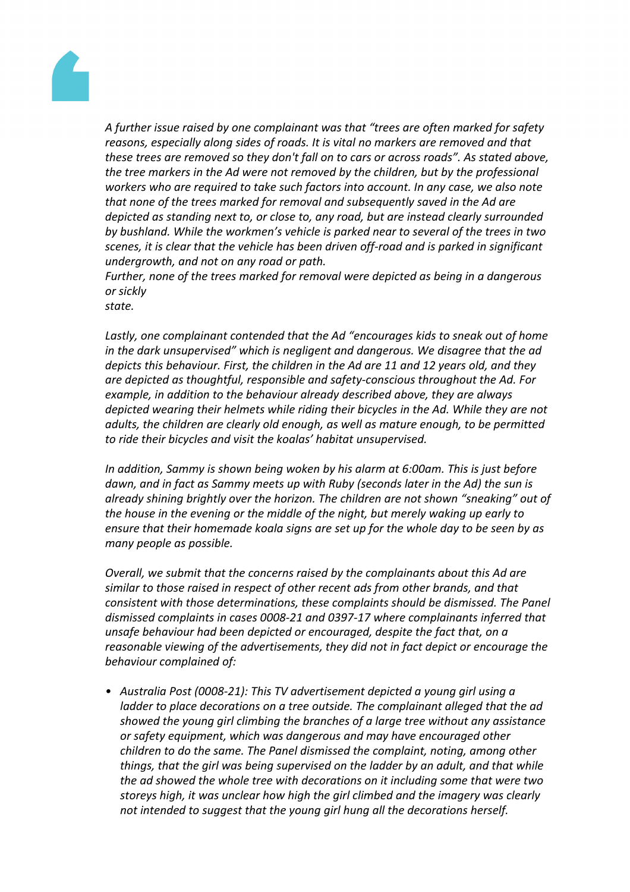*A further issue raised by one complainant was that "trees are often marked for safety reasons, especially along sides of roads. It is vital no markers are removed and that these trees are removed so they don't fall on to cars or across roads". As stated above, the tree markers in the Ad were not removed by the children, but by the professional workers who are required to take such factors into account. In any case, we also note that none of the trees marked for removal and subsequently saved in the Ad are depicted as standing next to, or close to, any road, but are instead clearly surrounded by bushland. While the workmen's vehicle is parked near to several of the trees in two scenes, it is clear that the vehicle has been driven off-road and is parked in significant undergrowth, and not on any road or path.*

*Further, none of the trees marked for removal were depicted as being in a dangerous or sickly state.*

*Lastly, one complainant contended that the Ad "encourages kids to sneak out of home in the dark unsupervised" which is negligent and dangerous. We disagree that the ad depicts this behaviour. First, the children in the Ad are 11 and 12 years old, and they are depicted as thoughtful, responsible and safety-conscious throughout the Ad. For example, in addition to the behaviour already described above, they are always depicted wearing their helmets while riding their bicycles in the Ad. While they are not adults, the children are clearly old enough, as well as mature enough, to be permitted to ride their bicycles and visit the koalas' habitat unsupervised.*

*In addition, Sammy is shown being woken by his alarm at 6:00am. This is just before dawn, and in fact as Sammy meets up with Ruby (seconds later in the Ad) the sun is already shining brightly over the horizon. The children are not shown "sneaking" out of the house in the evening or the middle of the night, but merely waking up early to ensure that their homemade koala signs are set up for the whole day to be seen by as many people as possible.*

*Overall, we submit that the concerns raised by the complainants about this Ad are similar to those raised in respect of other recent ads from other brands, and that consistent with those determinations, these complaints should be dismissed. The Panel dismissed complaints in cases 0008-21 and 0397-17 where complainants inferred that unsafe behaviour had been depicted or encouraged, despite the fact that, on a reasonable viewing of the advertisements, they did not in fact depict or encourage the behaviour complained of:*

- *Australia Post (0008-21): This TV advertisement depicted a young girl using a ladder to place decorations on a tree outside. The complainant alleged that the ad showed the young girl climbing the branches of a large tree without any assistance or safety equipment, which was dangerous and may have encouraged other children to do the same. The Panel dismissed the complaint, noting, among other things, that the girl was being supervised on the ladder by an adult, and that while the ad showed the whole tree with decorations on it including some that were two storeys high, it was unclear how high the girl climbed and the imagery was clearly not intended to suggest that the young girl hung all the decorations herself.*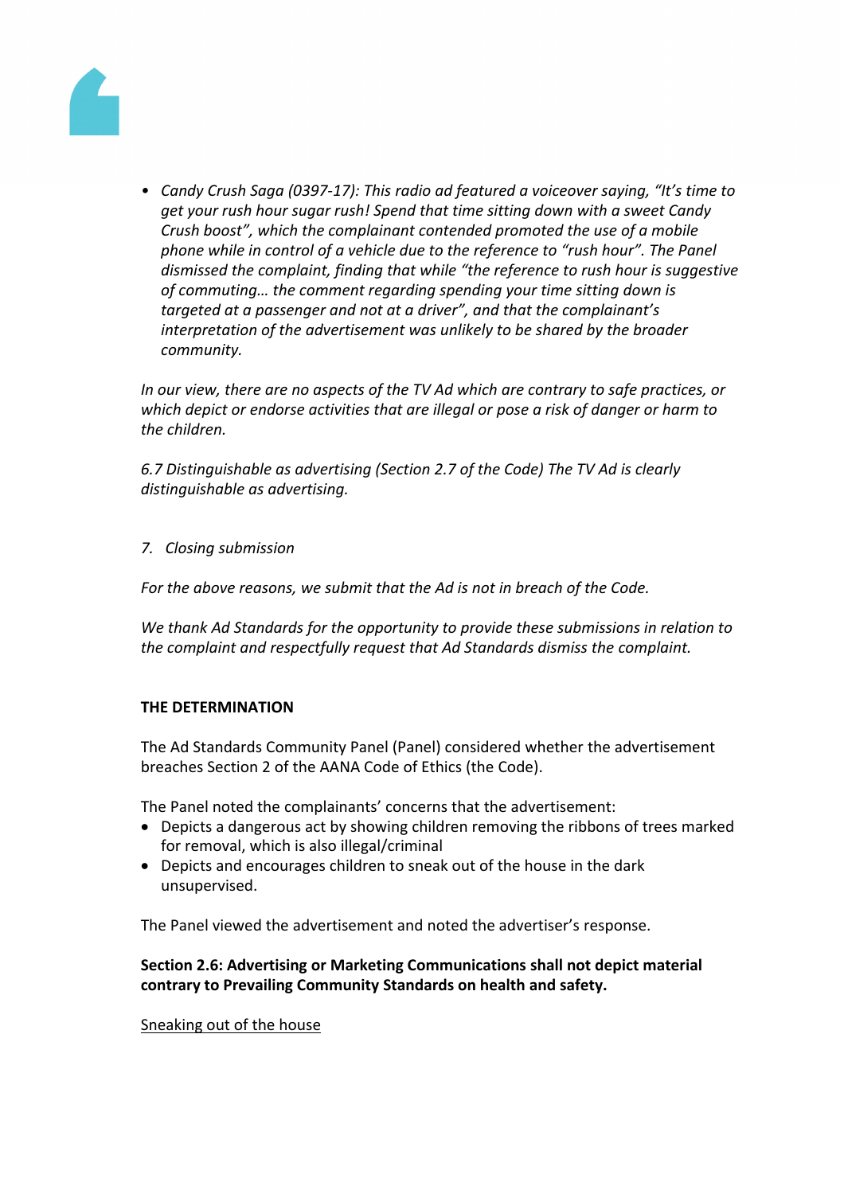- *Candy Crush Saga (0397-17): This radio ad featured a voiceover saying, "It's time to get your rush hour sugar rush! Spend that time sitting down with a sweet Candy Crush boost", which the complainant contended promoted the use of a mobile phone while in control of a vehicle due to the reference to "rush hour". The Panel dismissed the complaint, finding that while "the reference to rush hour is suggestive of commuting… the comment regarding spending your time sitting down is targeted at a passenger and not at a driver", and that the complainant's interpretation of the advertisement was unlikely to be shared by the broader community.*

*In our view, there are no aspects of the TV Ad which are contrary to safe practices, or which depict or endorse activities that are illegal or pose a risk of danger or harm to the children.*

*6.7 Distinguishable as advertising (Section 2.7 of the Code) The TV Ad is clearly distinguishable as advertising.*

*7. Closing submission*

*For the above reasons, we submit that the Ad is not in breach of the Code.*

*We thank Ad Standards for the opportunity to provide these submissions in relation to the complaint and respectfully request that Ad Standards dismiss the complaint.*

**THE DETERMINATION**

The Ad Standards Community Panel (Panel) considered whether the advertisement breaches Section 2 of the AANA Code of Ethics (the Code).

The Panel noted the complainants' concerns that the advertisement:

- Depicts a dangerous act by showing children removing the ribbons of trees marked for removal, which is also illegal/criminal
- Depicts and encourages children to sneak out of the house in the dark unsupervised.

The Panel viewed the advertisement and noted the advertiser's response.

**Section 2.6: Advertising or Marketing Communications shall not depict material contrary to Prevailing Community Standards on health and safety.**

<u>Sneaking out of the house</u>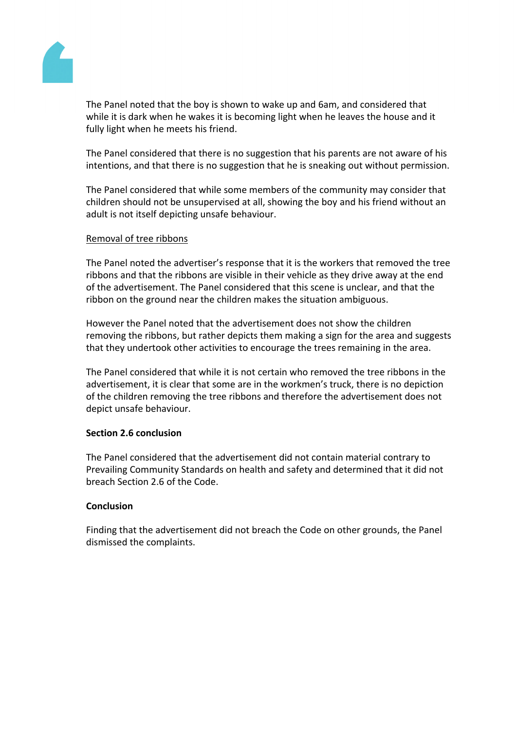The Panel noted that the boy is shown to wake up and 6am, and considered that while it is dark when he wakes it is becoming light when he leaves the house and it fully light when he meets his friend.

The Panel considered that there is no suggestion that his parents are not aware of his intentions, and that there is no suggestion that he is sneaking out without permission.

The Panel considered that while some members of the community may consider that children should not be unsupervised at all, showing the boy and his friend without an adult is not itself depicting unsafe behaviour.

Removal of tree ribbons

The Panel noted the advertiser's response that it is the workers that removed the tree ribbons and that the ribbons are visible in their vehicle as they drive away at the end of the advertisement. The Panel considered that this scene is unclear, and that the ribbon on the ground near the children makes the situation ambiguous.

However the Panel noted that the advertisement does not show the children removing the ribbons, but rather depicts them making a sign for the area and suggests that they undertook other activities to encourage the trees remaining in the area.

The Panel considered that while it is not certain who removed the tree ribbons in the advertisement, it is clear that some are in the workmen's truck, there is no depiction of the children removing the tree ribbons and therefore the advertisement does not depict unsafe behaviour.

**Section 2.6 conclusion**

The Panel considered that the advertisement did not contain material contrary to Prevailing Community Standards on health and safety and determined that it did not breach Section 2.6 of the Code.

**Conclusion**

Finding that the advertisement did not breach the Code on other grounds, the Panel dismissed the complaints.